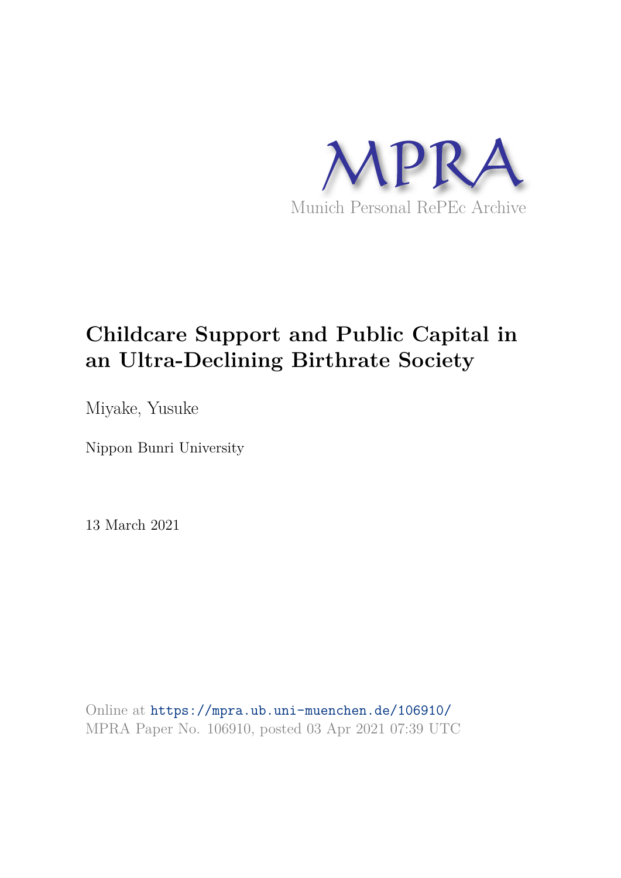MPRA

Munich Personal RePEc Archive

# Childcare Support and Public Capital in an Ultra-Declining Birthrate Society

Miyake, Yusuke

Nippon Bunri University

13 March 2021

Online at https://mpra.ub.uni-muenchen.de/106910/
MPRA Paper No. 106910, posted 03 Apr 2021 07:39 UTC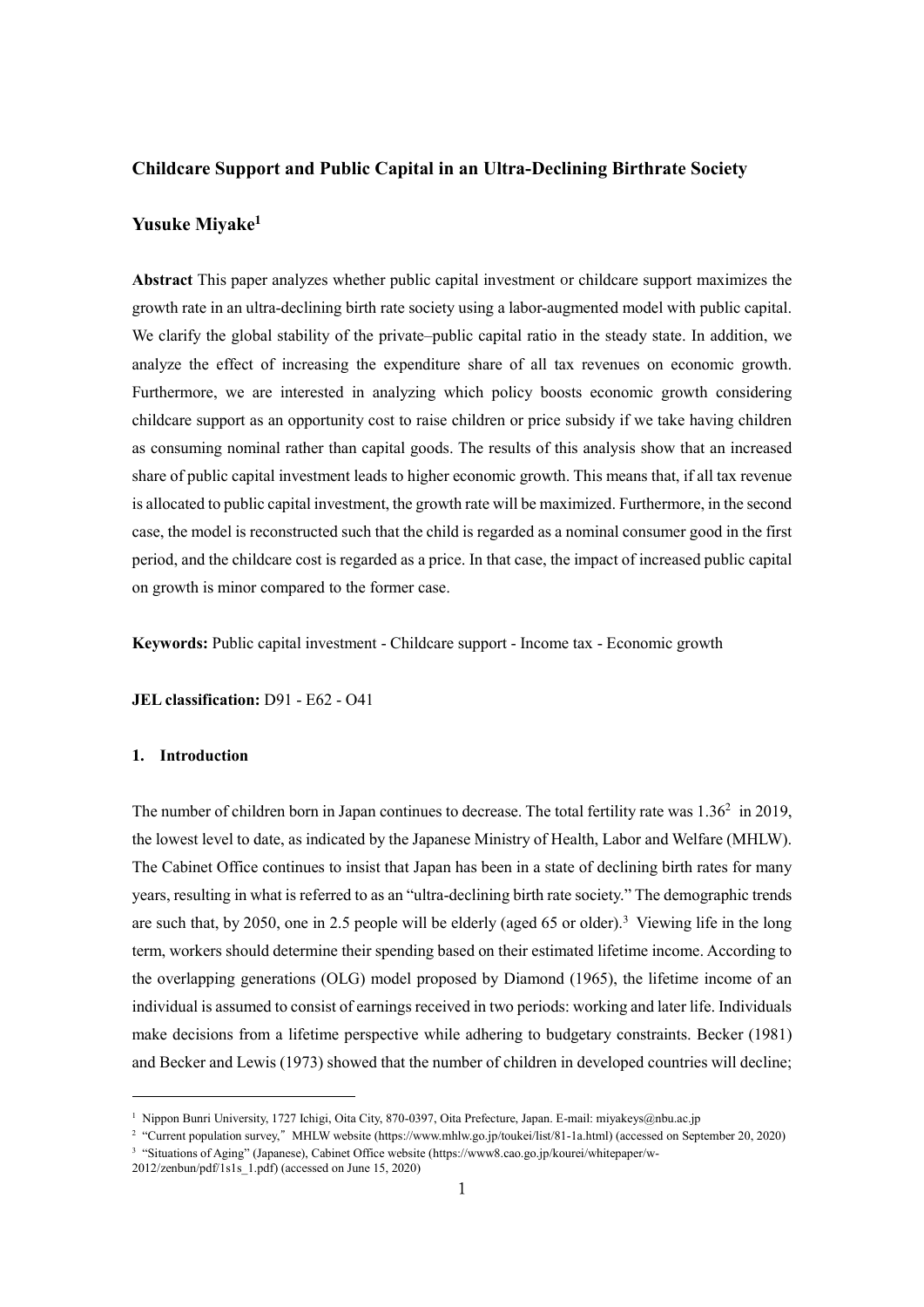**Childcare Support and Public Capital in an Ultra-Declining Birthrate Society**

**Yusuke Miyake**[1]

**Abstract** This paper analyzes whether public capital investment or childcare support maximizes the growth rate in an ultra-declining birth rate society using a labor-augmented model with public capital. We clarify the global stability of the private–public capital ratio in the steady state. In addition, we analyze the effect of increasing the expenditure share of all tax revenues on economic growth. Furthermore, we are interested in analyzing which policy boosts economic growth considering childcare support as an opportunity cost to raise children or price subsidy if we take having children as consuming nominal rather than capital goods. The results of this analysis show that an increased share of public capital investment leads to higher economic growth. This means that, if all tax revenue is allocated to public capital investment, the growth rate will be maximized. Furthermore, in the second case, the model is reconstructed such that the child is regarded as a nominal consumer good in the first period, and the childcare cost is regarded as a price. In that case, the impact of increased public capital on growth is minor compared to the former case.

**Keywords:** Public capital investment - Childcare support - Income tax - Economic growth

**JEL classification:** D91 - E62 - O41

## 1. Introduction

The number of children born in Japan continues to decrease. The total fertility rate was 1.36[2] in 2019, the lowest level to date, as indicated by the Japanese Ministry of Health, Labor and Welfare (MHLW). The Cabinet Office continues to insist that Japan has been in a state of declining birth rates for many years, resulting in what is referred to as an "ultra-declining birth rate society." The demographic trends are such that, by 2050, one in 2.5 people will be elderly (aged 65 or older).[3] Viewing life in the long term, workers should determine their spending based on their estimated lifetime income. According to the overlapping generations (OLG) model proposed by Diamond (1965), the lifetime income of an individual is assumed to consist of earnings received in two periods: working and later life. Individuals make decisions from a lifetime perspective while adhering to budgetary constraints. Becker (1981) and Becker and Lewis (1973) showed that the number of children in developed countries will decline;

[1] Nippon Bunri University, 1727 Ichigi, Oita City, 870-0397, Oita Prefecture, Japan. E-mail: miyakeys@nbu.ac.jp

[2] "Current population survey," MHLW website (https://www.mhlw.go.jp/toukei/list/81-1a.html) (accessed on September 20, 2020)

[3] "Situations of Aging" (Japanese), Cabinet Office website (https://www8.cao.go.jp/kourei/whitepaper/w-2012/zenbun/pdf/1s1s_1.pdf) (accessed on June 15, 2020)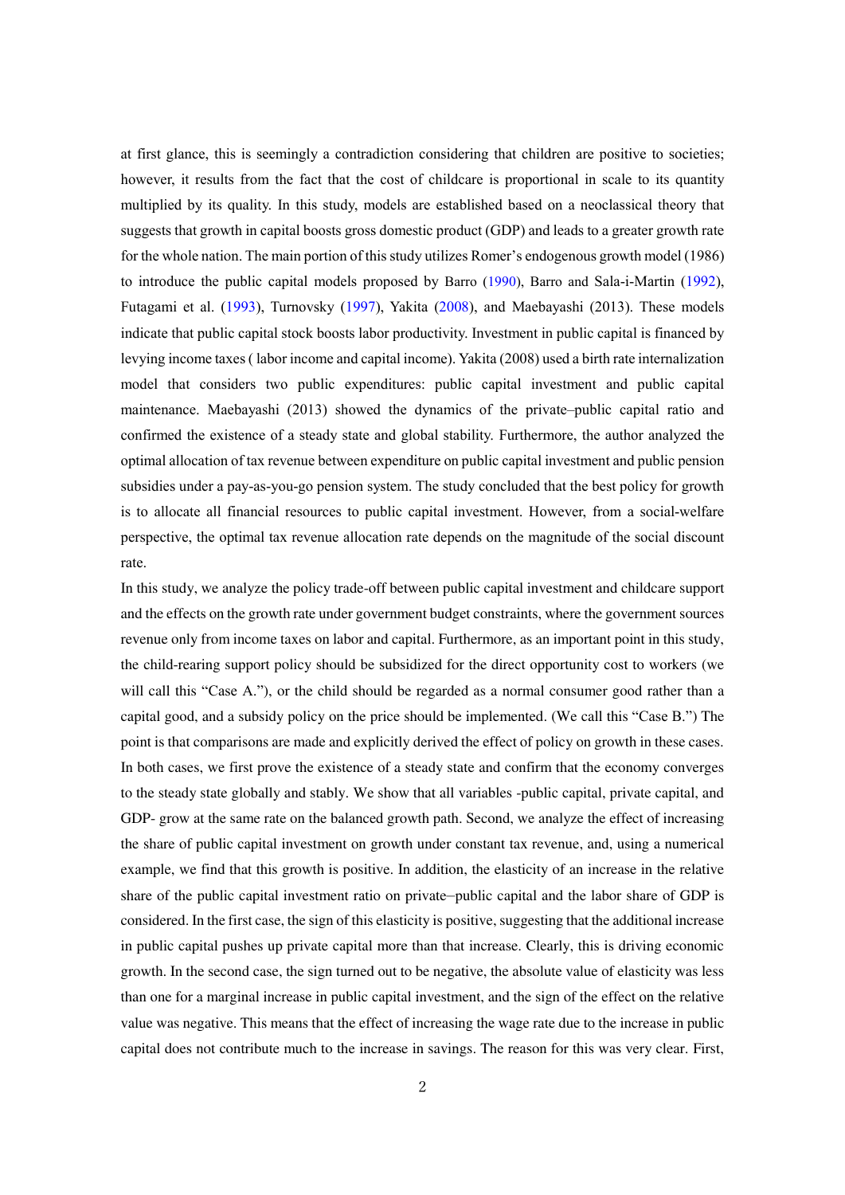at first glance, this is seemingly a contradiction considering that children are positive to societies; however, it results from the fact that the cost of childcare is proportional in scale to its quantity multiplied by its quality. In this study, models are established based on a neoclassical theory that suggests that growth in capital boosts gross domestic product (GDP) and leads to a greater growth rate for the whole nation. The main portion of this study utilizes Romer's endogenous growth model (1986) to introduce the public capital models proposed by Barro (1990), Barro and Sala-i-Martin (1992), Futagami et al. (1993), Turnovsky (1997), Yakita (2008), and Maebayashi (2013). These models indicate that public capital stock boosts labor productivity. Investment in public capital is financed by levying income taxes ( labor income and capital income). Yakita (2008) used a birth rate internalization model that considers two public expenditures: public capital investment and public capital maintenance. Maebayashi (2013) showed the dynamics of the private–public capital ratio and confirmed the existence of a steady state and global stability. Furthermore, the author analyzed the optimal allocation of tax revenue between expenditure on public capital investment and public pension subsidies under a pay-as-you-go pension system. The study concluded that the best policy for growth is to allocate all financial resources to public capital investment. However, from a social-welfare perspective, the optimal tax revenue allocation rate depends on the magnitude of the social discount rate.

In this study, we analyze the policy trade-off between public capital investment and childcare support and the effects on the growth rate under government budget constraints, where the government sources revenue only from income taxes on labor and capital. Furthermore, as an important point in this study, the child-rearing support policy should be subsidized for the direct opportunity cost to workers (we will call this "Case A."), or the child should be regarded as a normal consumer good rather than a capital good, and a subsidy policy on the price should be implemented. (We call this "Case B.") The point is that comparisons are made and explicitly derived the effect of policy on growth in these cases. In both cases, we first prove the existence of a steady state and confirm that the economy converges to the steady state globally and stably. We show that all variables -public capital, private capital, and GDP- grow at the same rate on the balanced growth path. Second, we analyze the effect of increasing the share of public capital investment on growth under constant tax revenue, and, using a numerical example, we find that this growth is positive. In addition, the elasticity of an increase in the relative share of the public capital investment ratio on private–public capital and the labor share of GDP is considered. In the first case, the sign of this elasticity is positive, suggesting that the additional increase in public capital pushes up private capital more than that increase. Clearly, this is driving economic growth. In the second case, the sign turned out to be negative, the absolute value of elasticity was less than one for a marginal increase in public capital investment, and the sign of the effect on the relative value was negative. This means that the effect of increasing the wage rate due to the increase in public capital does not contribute much to the increase in savings. The reason for this was very clear. First,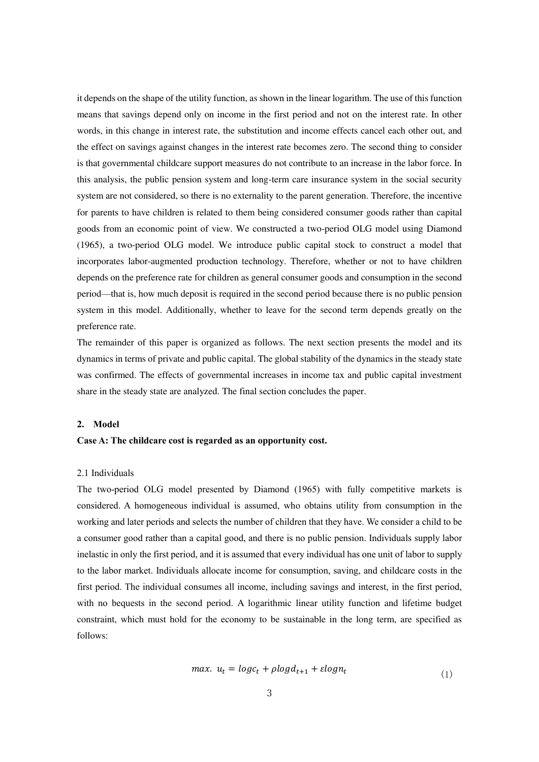it depends on the shape of the utility function, as shown in the linear logarithm. The use of this function means that savings depend only on income in the first period and not on the interest rate. In other words, in this change in interest rate, the substitution and income effects cancel each other out, and the effect on savings against changes in the interest rate becomes zero. The second thing to consider is that governmental childcare support measures do not contribute to an increase in the labor force. In this analysis, the public pension system and long-term care insurance system in the social security system are not considered, so there is no externality to the parent generation. Therefore, the incentive for parents to have children is related to them being considered consumer goods rather than capital goods from an economic point of view. We constructed a two-period OLG model using Diamond (1965), a two-period OLG model. We introduce public capital stock to construct a model that incorporates labor-augmented production technology. Therefore, whether or not to have children depends on the preference rate for children as general consumer goods and consumption in the second period—that is, how much deposit is required in the second period because there is no public pension system in this model. Additionally, whether to leave for the second term depends greatly on the preference rate.

The remainder of this paper is organized as follows. The next section presents the model and its dynamics in terms of private and public capital. The global stability of the dynamics in the steady state was confirmed. The effects of governmental increases in income tax and public capital investment share in the steady state are analyzed. The final section concludes the paper.

## 2. Model

**Case A: The childcare cost is regarded as an opportunity cost.**

### 2.1 Individuals

The two-period OLG model presented by Diamond (1965) with fully competitive markets is considered. A homogeneous individual is assumed, who obtains utility from consumption in the working and later periods and selects the number of children that they have. We consider a child to be a consumer good rather than a capital good, and there is no public pension. Individuals supply labor inelastic in only the first period, and it is assumed that every individual has one unit of labor to supply to the labor market. Individuals allocate income for consumption, saving, and childcare costs in the first period. The individual consumes all income, including savings and interest, in the first period, with no bequests in the second period. A logarithmic linear utility function and lifetime budget constraint, which must hold for the economy to be sustainable in the long term, are specified as follows:

$$max.\ u_t = log c_t + \rho log d_{t+1} + \varepsilon log n_t \tag{1}$$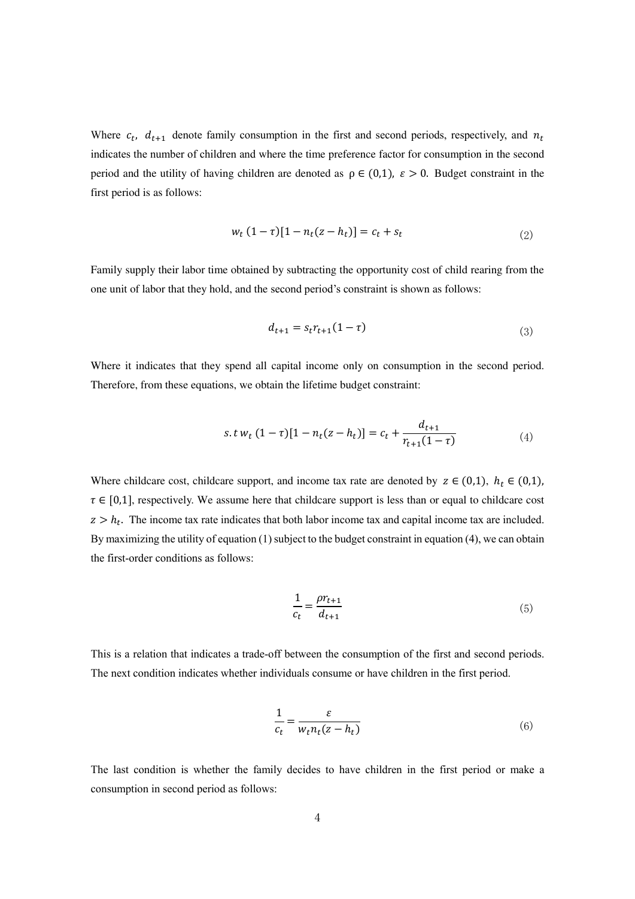Where $c_t$, $d_{t+1}$ denote family consumption in the first and second periods, respectively, and $n_t$ indicates the number of children and where the time preference factor for consumption in the second period and the utility of having children are denoted as $\rho \in (0,1)$, $\varepsilon > 0$. Budget constraint in the first period is as follows:

$$w_t\,(1-\tau)[1-n_t(z-h_t)] = c_t + s_t \tag{2}$$

Family supply their labor time obtained by subtracting the opportunity cost of child rearing from the one unit of labor that they hold, and the second period's constraint is shown as follows:

$$d_{t+1} = s_t r_{t+1}(1-\tau) \tag{3}$$

Where it indicates that they spend all capital income only on consumption in the second period. Therefore, from these equations, we obtain the lifetime budget constraint:

$$s.t\; w_t\,(1-\tau)[1-n_t(z-h_t)] = c_t + \frac{d_{t+1}}{r_{t+1}(1-\tau)} \tag{4}$$

Where childcare cost, childcare support, and income tax rate are denoted by $z \in (0,1)$, $h_t \in (0,1)$, $\tau \in [0,1]$, respectively. We assume here that childcare support is less than or equal to childcare cost $z > h_t$. The income tax rate indicates that both labor income tax and capital income tax are included. By maximizing the utility of equation (1) subject to the budget constraint in equation (4), we can obtain the first-order conditions as follows:

$$\frac{1}{c_t} = \frac{\rho r_{t+1}}{d_{t+1}} \tag{5}$$

This is a relation that indicates a trade-off between the consumption of the first and second periods. The next condition indicates whether individuals consume or have children in the first period.

$$\frac{1}{c_t} = \frac{\varepsilon}{w_t n_t (z-h_t)} \tag{6}$$

The last condition is whether the family decides to have children in the first period or make a consumption in second period as follows: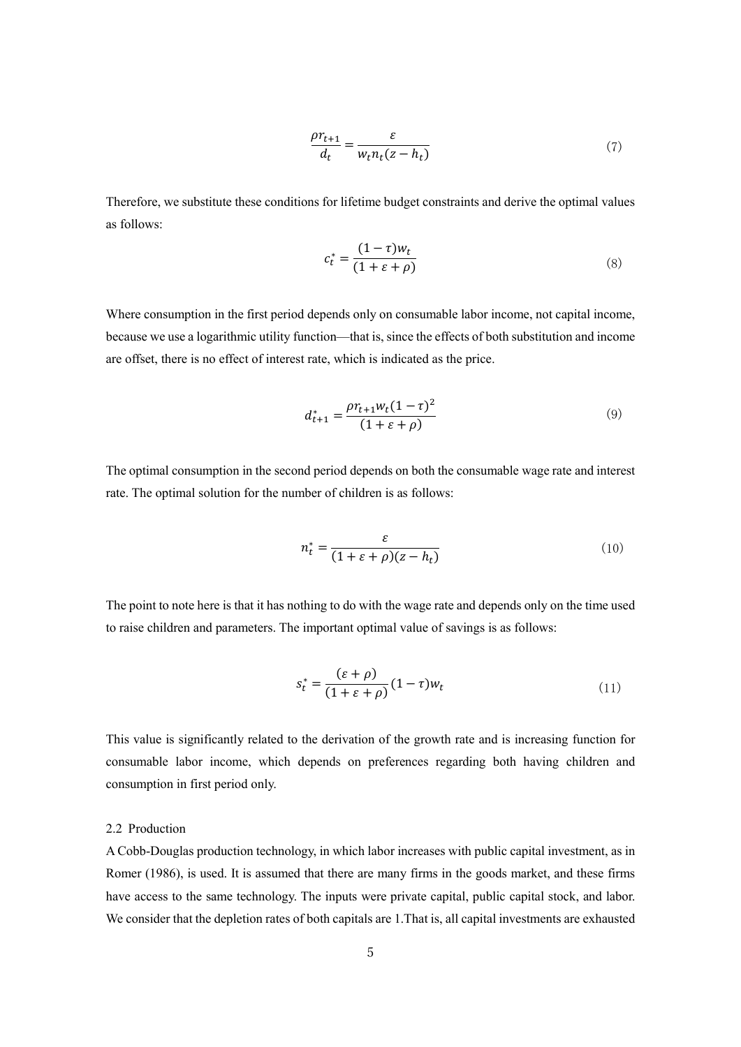$$\frac{\rho r_{t+1}}{d_t} = \frac{\varepsilon}{w_t n_t (z - h_t)} \tag{7}$$

Therefore, we substitute these conditions for lifetime budget constraints and derive the optimal values as follows:

$$c_t^* = \frac{(1-\tau)w_t}{(1+\varepsilon+\rho)} \tag{8}$$

Where consumption in the first period depends only on consumable labor income, not capital income, because we use a logarithmic utility function—that is, since the effects of both substitution and income are offset, there is no effect of interest rate, which is indicated as the price.

$$d_{t+1}^* = \frac{\rho r_{t+1} w_t (1-\tau)^2}{(1+\varepsilon+\rho)} \tag{9}$$

The optimal consumption in the second period depends on both the consumable wage rate and interest rate. The optimal solution for the number of children is as follows:

$$n_t^* = \frac{\varepsilon}{(1+\varepsilon+\rho)(z-h_t)} \tag{10}$$

The point to note here is that it has nothing to do with the wage rate and depends only on the time used to raise children and parameters. The important optimal value of savings is as follows:

$$s_t^* = \frac{(\varepsilon+\rho)}{(1+\varepsilon+\rho)}(1-\tau)w_t \tag{11}$$

This value is significantly related to the derivation of the growth rate and is increasing function for consumable labor income, which depends on preferences regarding both having children and consumption in first period only.

### 2.2 Production

A Cobb-Douglas production technology, in which labor increases with public capital investment, as in Romer (1986), is used. It is assumed that there are many firms in the goods market, and these firms have access to the same technology. The inputs were private capital, public capital stock, and labor. We consider that the depletion rates of both capitals are 1.That is, all capital investments are exhausted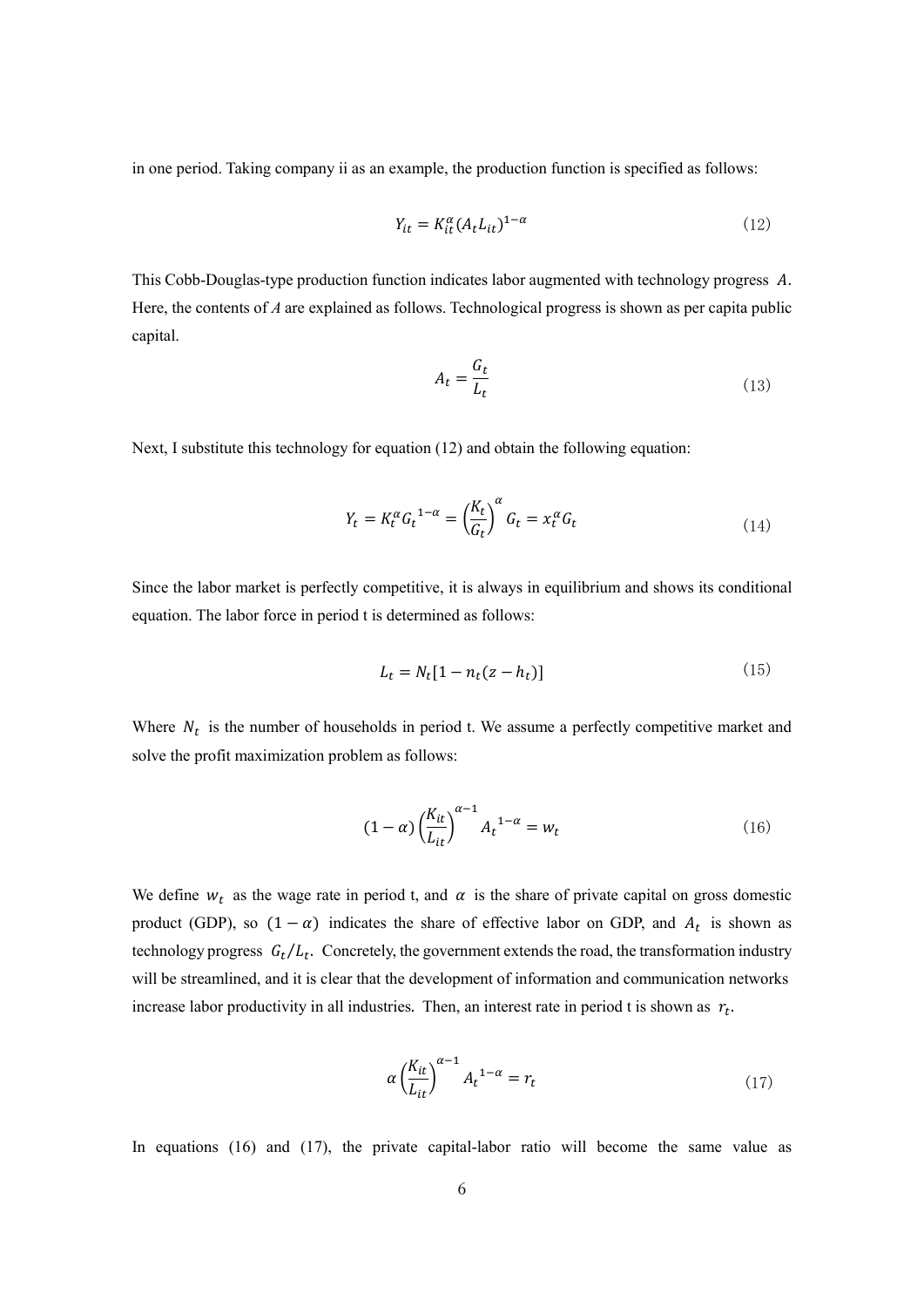in one period. Taking company ii as an example, the production function is specified as follows:

$$Y_{it} = K_{it}^{\alpha}(A_t L_{it})^{1-\alpha} \tag{12}$$

This Cobb-Douglas-type production function indicates labor augmented with technology progress $A$. Here, the contents of *A* are explained as follows. Technological progress is shown as per capita public capital.

$$A_t = \frac{G_t}{L_t} \tag{13}$$

Next, I substitute this technology for equation (12) and obtain the following equation:

$$Y_t = K_t^{\alpha} {G_t}^{1-\alpha} = \left(\frac{K_t}{G_t}\right)^{\alpha} G_t = x_t^{\alpha} G_t \tag{14}$$

Since the labor market is perfectly competitive, it is always in equilibrium and shows its conditional equation. The labor force in period t is determined as follows:

$$L_t = N_t[1 - n_t(z - h_t)] \tag{15}$$

Where $N_t$ is the number of households in period t. We assume a perfectly competitive market and solve the profit maximization problem as follows:

$$(1-\alpha)\left(\frac{K_{it}}{L_{it}}\right)^{\alpha-1} {A_t}^{1-\alpha} = w_t \tag{16}$$

We define $w_t$ as the wage rate in period t, and $\alpha$ is the share of private capital on gross domestic product (GDP), so $(1-\alpha)$ indicates the share of effective labor on GDP, and $A_t$ is shown as technology progress $G_t/L_t$. Concretely, the government extends the road, the transformation industry will be streamlined, and it is clear that the development of information and communication networks increase labor productivity in all industries. Then, an interest rate in period t is shown as $r_t$.

$$\alpha\left(\frac{K_{it}}{L_{it}}\right)^{\alpha-1} {A_t}^{1-\alpha} = r_t \tag{17}$$

In equations (16) and (17), the private capital-labor ratio will become the same value as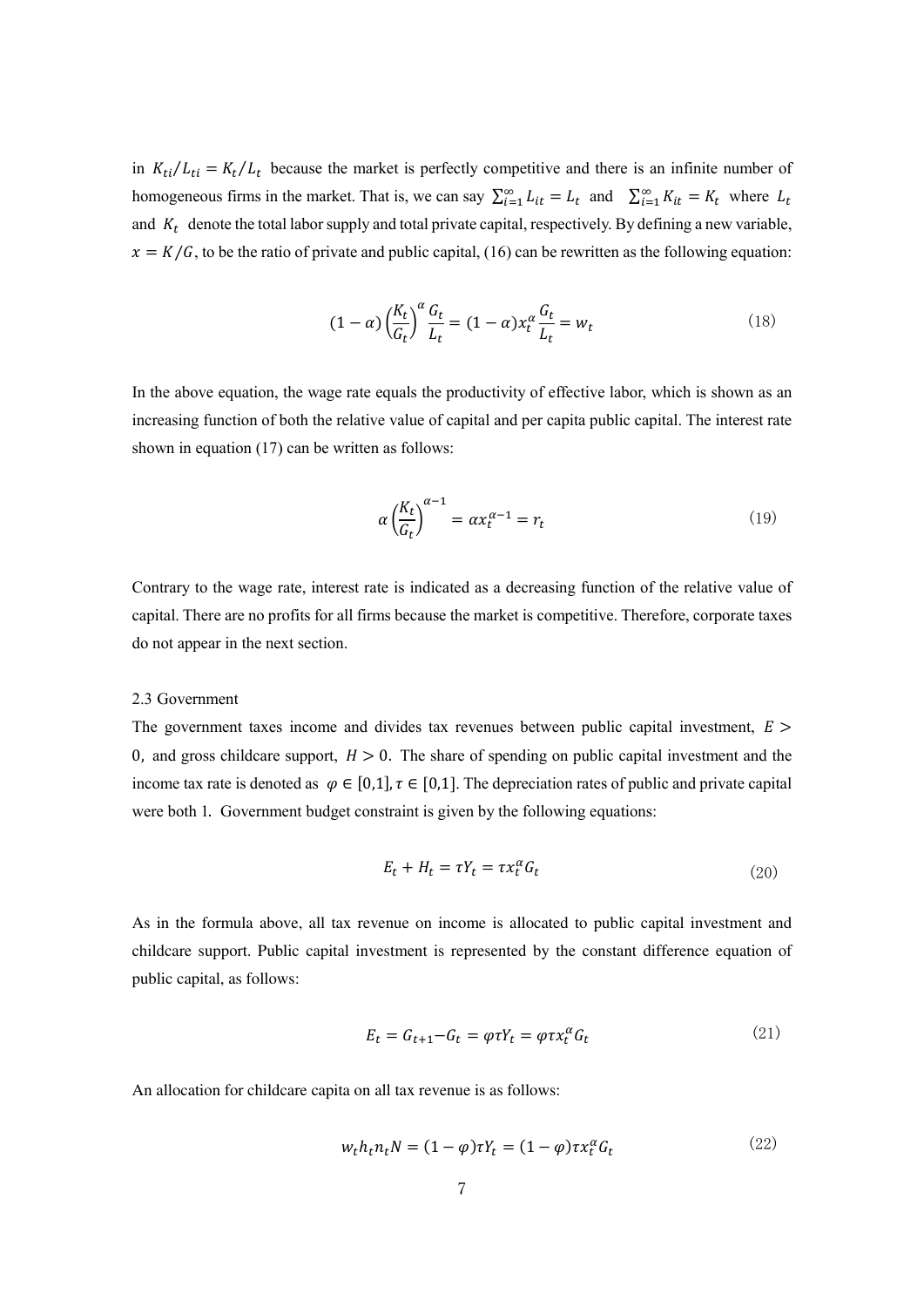in $K_{ti}/L_{ti} = K_t/L_t$ because the market is perfectly competitive and there is an infinite number of homogeneous firms in the market. That is, we can say $\sum_{i=1}^{\infty} L_{it} = L_t$ and $\sum_{i=1}^{\infty} K_{it} = K_t$ where $L_t$ and $K_t$ denote the total labor supply and total private capital, respectively. By defining a new variable, $x = K/G$, to be the ratio of private and public capital, (16) can be rewritten as the following equation:

$$(1-\alpha)\left(\frac{K_t}{G_t}\right)^{\alpha}\frac{G_t}{L_t} = (1-\alpha)x_t^{\alpha}\frac{G_t}{L_t} = w_t \tag{18}$$

In the above equation, the wage rate equals the productivity of effective labor, which is shown as an increasing function of both the relative value of capital and per capita public capital. The interest rate shown in equation (17) can be written as follows:

$$\alpha\left(\frac{K_t}{G_t}\right)^{\alpha-1} = \alpha x_t^{\alpha-1} = r_t \tag{19}$$

Contrary to the wage rate, interest rate is indicated as a decreasing function of the relative value of capital. There are no profits for all firms because the market is competitive. Therefore, corporate taxes do not appear in the next section.

2.3 Government

The government taxes income and divides tax revenues between public capital investment, $E > 0$, and gross childcare support, $H > 0$. The share of spending on public capital investment and the income tax rate is denoted as $\varphi \in [0,1], \tau \in [0,1]$. The depreciation rates of public and private capital were both 1. Government budget constraint is given by the following equations:

$$E_t + H_t = \tau Y_t = \tau x_t^{\alpha} G_t \tag{20}$$

As in the formula above, all tax revenue on income is allocated to public capital investment and childcare support. Public capital investment is represented by the constant difference equation of public capital, as follows:

$$E_t = G_{t+1} - G_t = \varphi\tau Y_t = \varphi\tau x_t^{\alpha} G_t \tag{21}$$

An allocation for childcare capita on all tax revenue is as follows:

$$w_t h_t n_t N = (1-\varphi)\tau Y_t = (1-\varphi)\tau x_t^{\alpha} G_t \tag{22}$$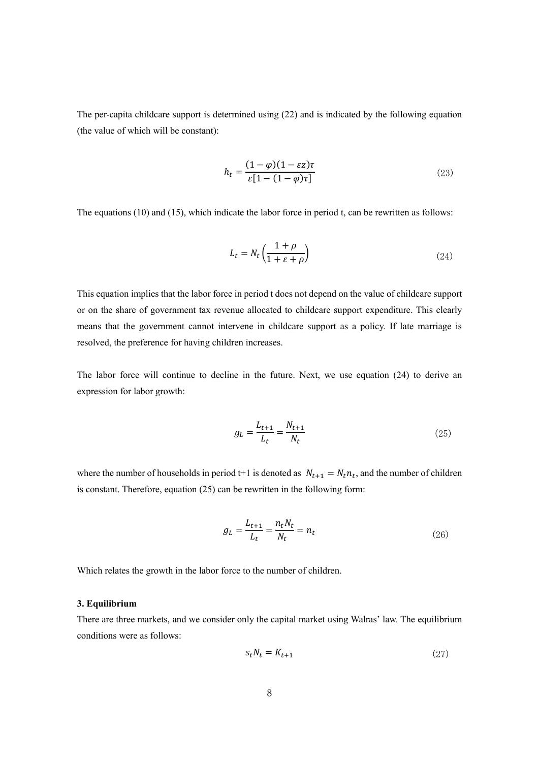The per-capita childcare support is determined using (22) and is indicated by the following equation (the value of which will be constant):

$$h_t = \frac{(1-\varphi)(1-\varepsilon z)\tau}{\varepsilon[1-(1-\varphi)\tau]} \tag{23}$$

The equations (10) and (15), which indicate the labor force in period t, can be rewritten as follows:

$$L_t = N_t\left(\frac{1+\rho}{1+\varepsilon+\rho}\right) \tag{24}$$

This equation implies that the labor force in period t does not depend on the value of childcare support or on the share of government tax revenue allocated to childcare support expenditure. This clearly means that the government cannot intervene in childcare support as a policy. If late marriage is resolved, the preference for having children increases.

The labor force will continue to decline in the future. Next, we use equation (24) to derive an expression for labor growth:

$$g_L = \frac{L_{t+1}}{L_t} = \frac{N_{t+1}}{N_t} \tag{25}$$

where the number of households in period t+1 is denoted as $N_{t+1} = N_t n_t$, and the number of children is constant. Therefore, equation (25) can be rewritten in the following form:

$$g_L = \frac{L_{t+1}}{L_t} = \frac{n_t N_t}{N_t} = n_t \tag{26}$$

Which relates the growth in the labor force to the number of children.

**3. Equilibrium**

There are three markets, and we consider only the capital market using Walras' law. The equilibrium conditions were as follows:

$$s_t N_t = K_{t+1} \tag{27}$$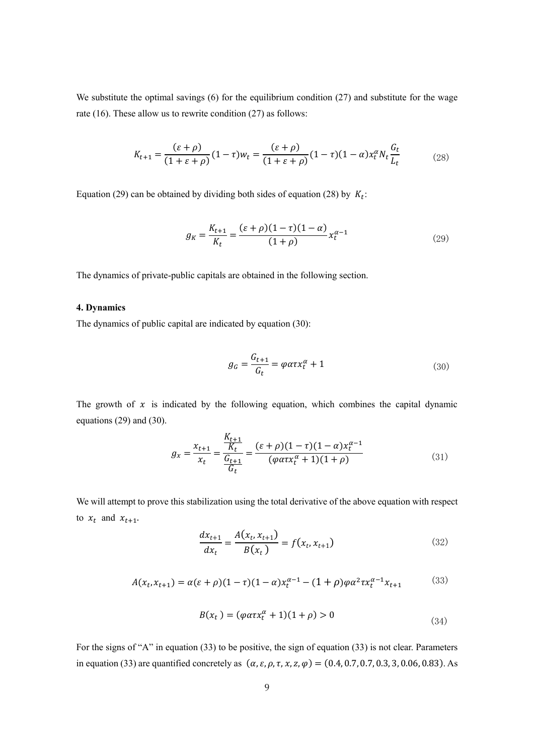We substitute the optimal savings (6) for the equilibrium condition (27) and substitute for the wage rate (16). These allow us to rewrite condition (27) as follows:

$$K_{t+1} = \frac{(\varepsilon+\rho)}{(1+\varepsilon+\rho)}(1-\tau)w_t = \frac{(\varepsilon+\rho)}{(1+\varepsilon+\rho)}(1-\tau)(1-\alpha)x_t^{\alpha}N_t\frac{G_t}{L_t} \tag{28}$$

Equation (29) can be obtained by dividing both sides of equation (28) by $K_t$:

$$g_K = \frac{K_{t+1}}{K_t} = \frac{(\varepsilon+\rho)(1-\tau)(1-\alpha)}{(1+\rho)}x_t^{\alpha-1} \tag{29}$$

The dynamics of private-public capitals are obtained in the following section.

**4. Dynamics**

The dynamics of public capital are indicated by equation (30):

$$g_G = \frac{G_{t+1}}{G_t} = \varphi\alpha\tau x_t^{\alpha} + 1 \tag{30}$$

The growth of $x$ is indicated by the following equation, which combines the capital dynamic equations (29) and (30).

$$g_x = \frac{x_{t+1}}{x_t} = \frac{\frac{K_{t+1}}{K_t}}{\frac{G_{t+1}}{G_t}} = \frac{(\varepsilon+\rho)(1-\tau)(1-\alpha)x_t^{\alpha-1}}{(\varphi\alpha\tau x_t^{\alpha}+1)(1+\rho)} \tag{31}$$

We will attempt to prove this stabilization using the total derivative of the above equation with respect to $x_t$ and $x_{t+1}$.

$$\frac{dx_{t+1}}{dx_t} = \frac{A(x_t, x_{t+1})}{B(x_t)} = f(x_t, x_{t+1}) \tag{32}$$

$$A(x_t, x_{t+1}) = \alpha(\varepsilon+\rho)(1-\tau)(1-\alpha)x_t^{\alpha-1} - (1+\rho)\varphi\alpha^2\tau x_t^{\alpha-1}x_{t+1} \tag{33}$$

$$B(x_t) = (\varphi\alpha\tau x_t^{\alpha}+1)(1+\rho) > 0 \tag{34}$$

For the signs of "A" in equation (33) to be positive, the sign of equation (33) is not clear. Parameters in equation (33) are quantified concretely as $(\alpha, \varepsilon, \rho, \tau, x, z, \varphi) = (0.4, 0.7, 0.7, 0.3, 3, 0.06, 0.83)$. As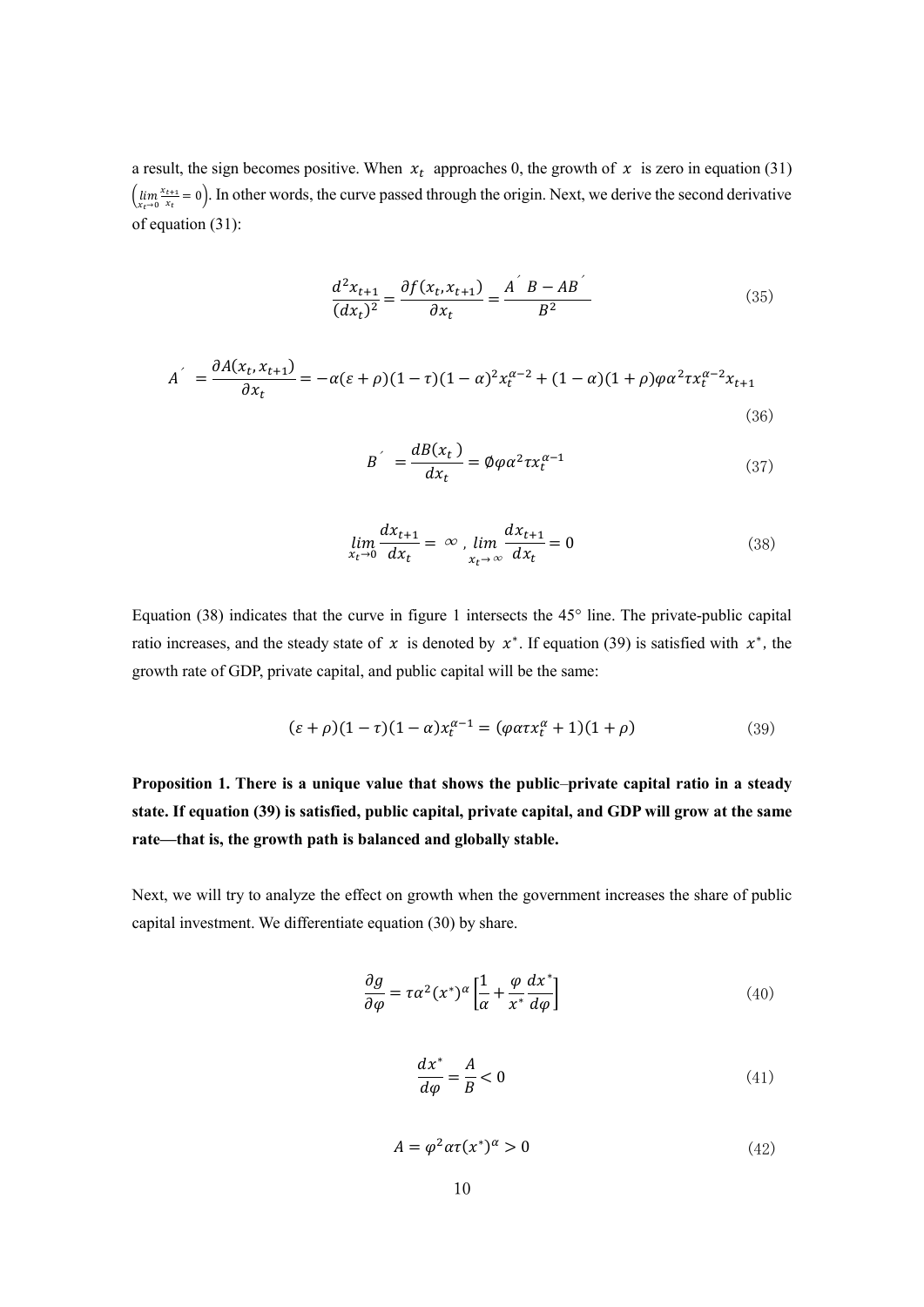a result, the sign becomes positive. When $x_t$ approaches 0, the growth of $x$ is zero in equation (31) $\left(\lim_{x_t \to 0} \frac{x_{t+1}}{x_t} = 0\right)$. In other words, the curve passed through the origin. Next, we derive the second derivative of equation (31):

$$\frac{d^2 x_{t+1}}{(dx_t)^2} = \frac{\partial f(x_t, x_{t+1})}{\partial x_t} = \frac{A' B - AB'}{B^2} \tag{35}$$

$$A' = \frac{\partial A(x_t, x_{t+1})}{\partial x_t} = -\alpha(\varepsilon + \rho)(1-\tau)(1-\alpha)^2 x_t^{\alpha-2} + (1-\alpha)(1+\rho)\varphi\alpha^2\tau x_t^{\alpha-2} x_{t+1} \tag{36}$$

$$B' = \frac{dB(x_t)}{dx_t} = \emptyset\varphi\alpha^2\tau x_t^{\alpha-1} \tag{37}$$

$$\lim_{x_t \to 0} \frac{dx_{t+1}}{dx_t} = \infty, \lim_{x_t \to \infty} \frac{dx_{t+1}}{dx_t} = 0 \tag{38}$$

Equation (38) indicates that the curve in figure 1 intersects the 45° line. The private-public capital ratio increases, and the steady state of $x$ is denoted by $x^*$. If equation (39) is satisfied with $x^*$, the growth rate of GDP, private capital, and public capital will be the same:

$$(\varepsilon + \rho)(1-\tau)(1-\alpha)x_t^{\alpha-1} = (\varphi\alpha\tau x_t^{\alpha} + 1)(1+\rho) \tag{39}$$

**Proposition 1. There is a unique value that shows the public–private capital ratio in a steady state. If equation (39) is satisfied, public capital, private capital, and GDP will grow at the same rate—that is, the growth path is balanced and globally stable.**

Next, we will try to analyze the effect on growth when the government increases the share of public capital investment. We differentiate equation (30) by share.

$$\frac{\partial g}{\partial \varphi} = \tau\alpha^2(x^*)^{\alpha}\left[\frac{1}{\alpha} + \frac{\varphi}{x^*}\frac{dx^*}{d\varphi}\right] \tag{40}$$

$$\frac{dx^*}{d\varphi} = \frac{A}{B} < 0 \tag{41}$$

$$A = \varphi^2\alpha\tau(x^*)^{\alpha} > 0 \tag{42}$$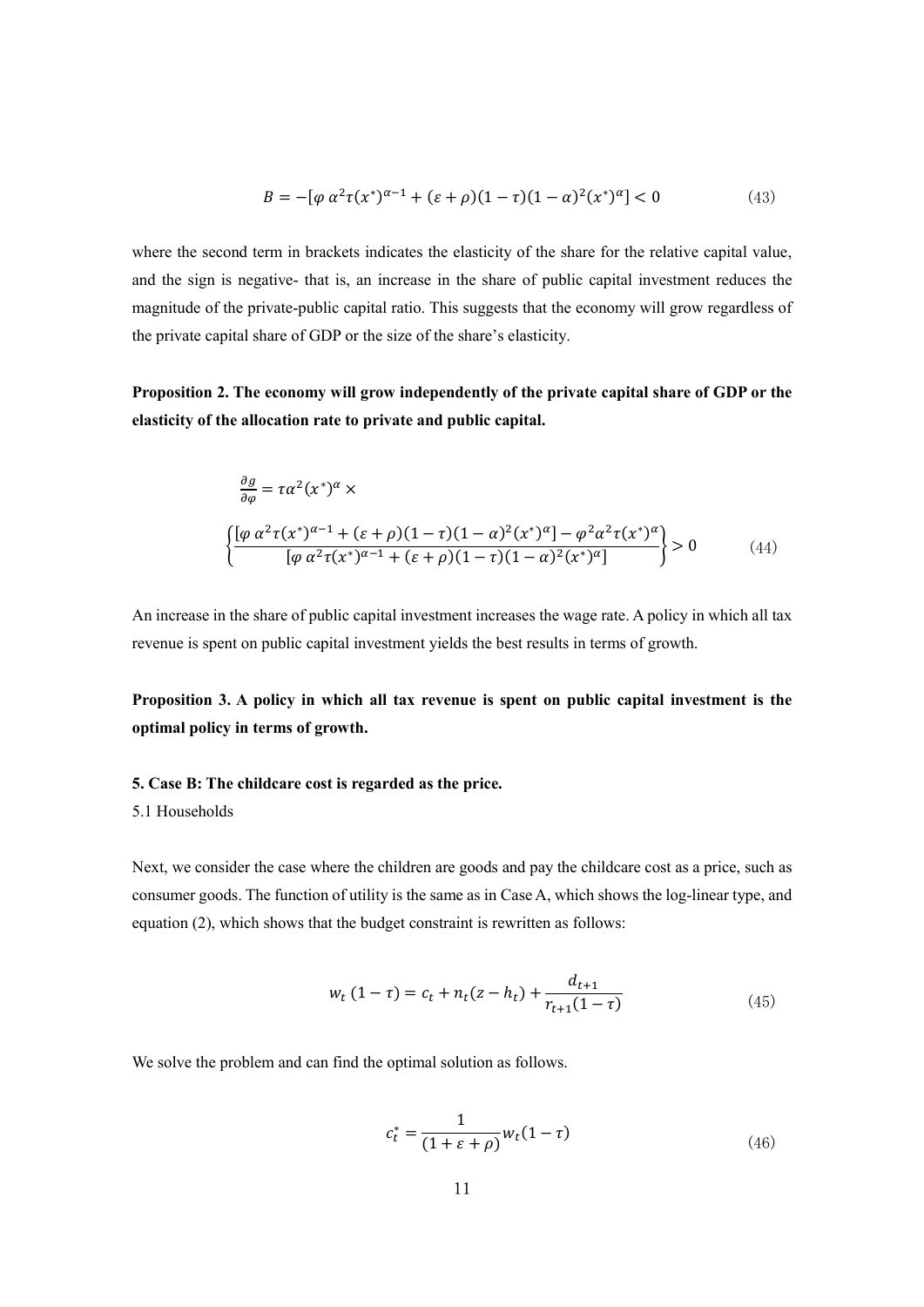$$B = -[\varphi\, \alpha^2 \tau (x^*)^{\alpha-1} + (\varepsilon + \rho)(1-\tau)(1-\alpha)^2 (x^*)^{\alpha}] < 0 \tag{43}$$

where the second term in brackets indicates the elasticity of the share for the relative capital value, and the sign is negative- that is, an increase in the share of public capital investment reduces the magnitude of the private-public capital ratio. This suggests that the economy will grow regardless of the private capital share of GDP or the size of the share's elasticity.

**Proposition 2. The economy will grow independently of the private capital share of GDP or the elasticity of the allocation rate to private and public capital.**

$$\frac{\partial g}{\partial \varphi} = \tau \alpha^2 (x^*)^{\alpha} \times \left\{ \frac{[\varphi\, \alpha^2 \tau (x^*)^{\alpha-1} + (\varepsilon+\rho)(1-\tau)(1-\alpha)^2 (x^*)^{\alpha}] - \varphi^2 \alpha^2 \tau (x^*)^{\alpha}}{[\varphi\, \alpha^2 \tau (x^*)^{\alpha-1} + (\varepsilon+\rho)(1-\tau)(1-\alpha)^2 (x^*)^{\alpha}]} \right\} > 0 \tag{44}$$

An increase in the share of public capital investment increases the wage rate. A policy in which all tax revenue is spent on public capital investment yields the best results in terms of growth.

**Proposition 3. A policy in which all tax revenue is spent on public capital investment is the optimal policy in terms of growth.**

## 5. Case B: The childcare cost is regarded as the price.

### 5.1 Households

Next, we consider the case where the children are goods and pay the childcare cost as a price, such as consumer goods. The function of utility is the same as in Case A, which shows the log-linear type, and equation (2), which shows that the budget constraint is rewritten as follows:

$$w_t\,(1-\tau) = c_t + n_t(z - h_t) + \frac{d_{t+1}}{r_{t+1}(1-\tau)} \tag{45}$$

We solve the problem and can find the optimal solution as follows.

$$c_t^* = \frac{1}{(1+\varepsilon+\rho)} w_t (1-\tau) \tag{46}$$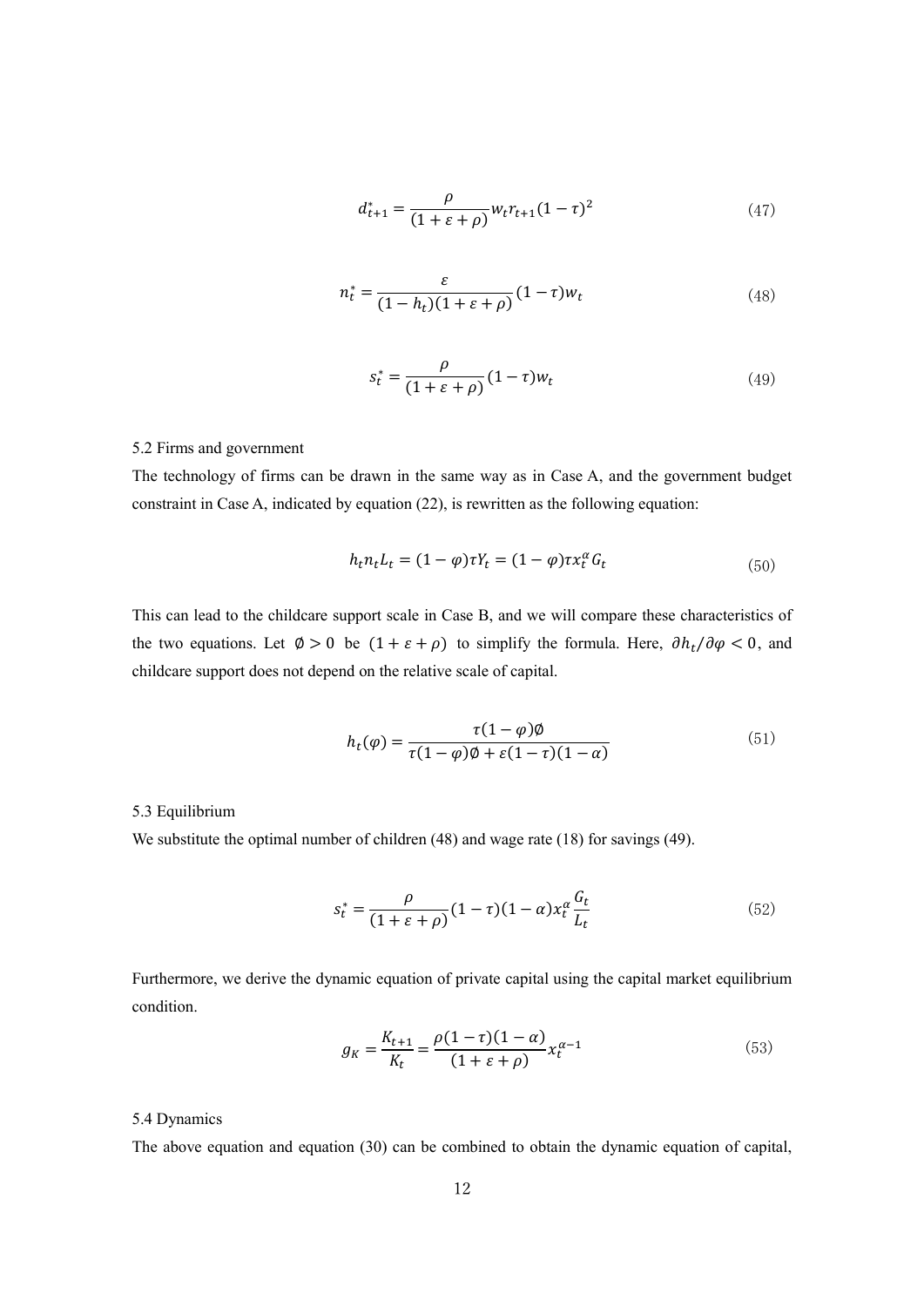$$d_{t+1}^{*} = \frac{\rho}{(1+\varepsilon+\rho)} w_t r_{t+1} (1-\tau)^2 \tag{47}$$

$$n_t^{*} = \frac{\varepsilon}{(1-h_t)(1+\varepsilon+\rho)} (1-\tau) w_t \tag{48}$$

$$s_t^{*} = \frac{\rho}{(1+\varepsilon+\rho)} (1-\tau) w_t \tag{49}$$

5.2 Firms and government

The technology of firms can be drawn in the same way as in Case A, and the government budget constraint in Case A, indicated by equation (22), is rewritten as the following equation:

$$h_t n_t L_t = (1-\varphi)\tau Y_t = (1-\varphi)\tau x_t^{\alpha} G_t \tag{50}$$

This can lead to the childcare support scale in Case B, and we will compare these characteristics of the two equations. Let $\emptyset > 0$ be $(1+\varepsilon+\rho)$ to simplify the formula. Here, $\partial h_t / \partial \varphi < 0$, and childcare support does not depend on the relative scale of capital.

$$h_t(\varphi) = \frac{\tau(1-\varphi)\emptyset}{\tau(1-\varphi)\emptyset + \varepsilon(1-\tau)(1-\alpha)} \tag{51}$$

5.3 Equilibrium

We substitute the optimal number of children (48) and wage rate (18) for savings (49).

$$s_t^{*} = \frac{\rho}{(1+\varepsilon+\rho)} (1-\tau)(1-\alpha) x_t^{\alpha} \frac{G_t}{L_t} \tag{52}$$

Furthermore, we derive the dynamic equation of private capital using the capital market equilibrium condition.

$$g_K = \frac{K_{t+1}}{K_t} = \frac{\rho(1-\tau)(1-\alpha)}{(1+\varepsilon+\rho)} x_t^{\alpha-1} \tag{53}$$

5.4 Dynamics

The above equation and equation (30) can be combined to obtain the dynamic equation of capital,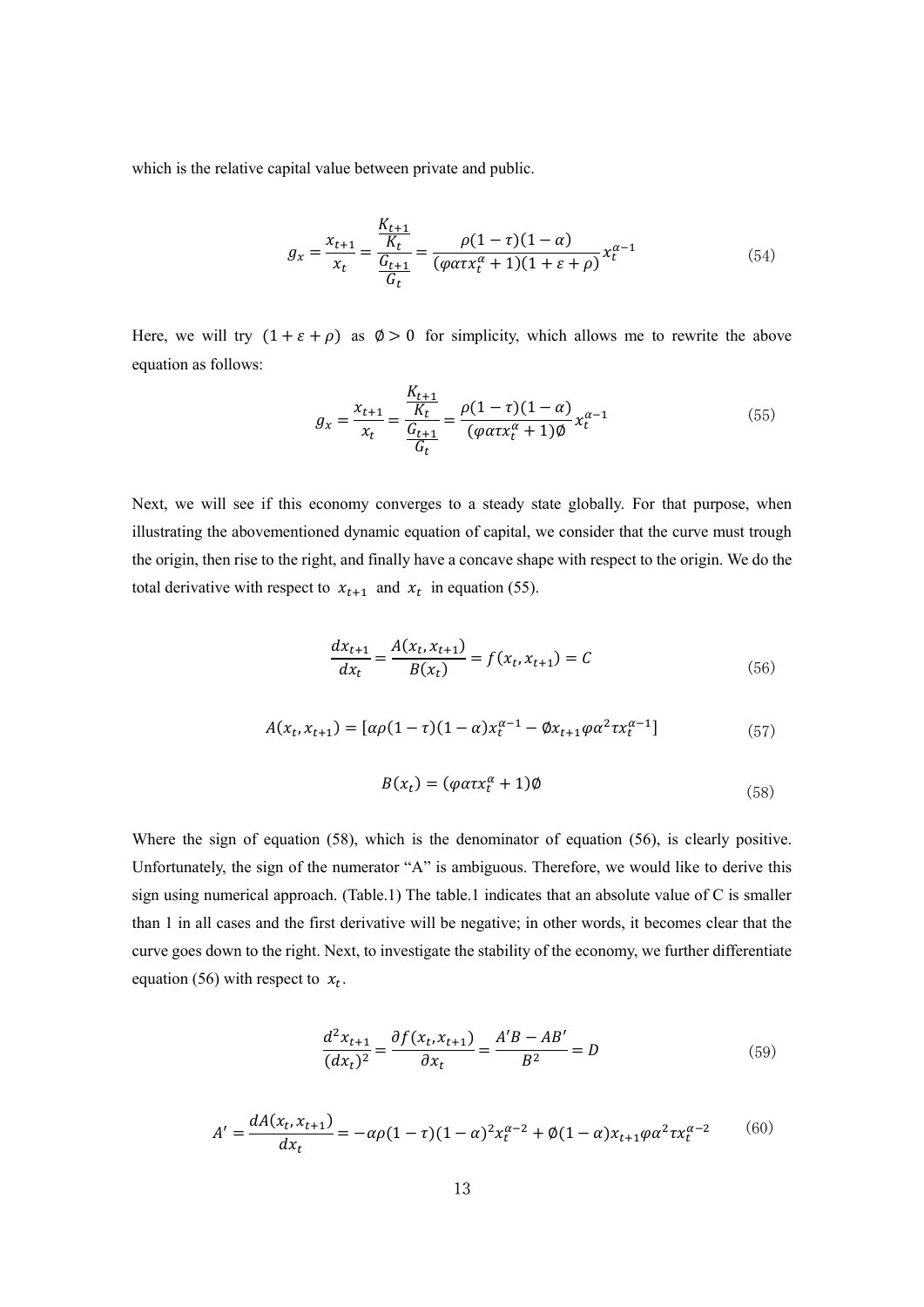which is the relative capital value between private and public.

$$g_x = \frac{x_{t+1}}{x_t} = \frac{\frac{K_{t+1}}{K_t}}{\frac{G_{t+1}}{G_t}} = \frac{\rho(1-\tau)(1-\alpha)}{(\varphi\alpha\tau x_t^{\alpha}+1)(1+\varepsilon+\rho)} x_t^{\alpha-1} \tag{54}$$

Here, we will try $(1+\varepsilon+\rho)$ as $\emptyset > 0$ for simplicity, which allows me to rewrite the above equation as follows:

$$g_x = \frac{x_{t+1}}{x_t} = \frac{\frac{K_{t+1}}{K_t}}{\frac{G_{t+1}}{G_t}} = \frac{\rho(1-\tau)(1-\alpha)}{(\varphi\alpha\tau x_t^{\alpha}+1)\emptyset} x_t^{\alpha-1} \tag{55}$$

Next, we will see if this economy converges to a steady state globally. For that purpose, when illustrating the abovementioned dynamic equation of capital, we consider that the curve must trough the origin, then rise to the right, and finally have a concave shape with respect to the origin. We do the total derivative with respect to $x_{t+1}$ and $x_t$ in equation (55).

$$\frac{dx_{t+1}}{dx_t} = \frac{A(x_t, x_{t+1})}{B(x_t)} = f(x_t, x_{t+1}) = C \tag{56}$$

$$A(x_t, x_{t+1}) = [\alpha\rho(1-\tau)(1-\alpha)x_t^{\alpha-1} - \emptyset x_{t+1}\varphi\alpha^2\tau x_t^{\alpha-1}] \tag{57}$$

$$B(x_t) = (\varphi\alpha\tau x_t^{\alpha}+1)\emptyset \tag{58}$$

Where the sign of equation (58), which is the denominator of equation (56), is clearly positive. Unfortunately, the sign of the numerator "A" is ambiguous. Therefore, we would like to derive this sign using numerical approach. (Table.1) The table.1 indicates that an absolute value of C is smaller than 1 in all cases and the first derivative will be negative; in other words, it becomes clear that the curve goes down to the right. Next, to investigate the stability of the economy, we further differentiate equation (56) with respect to $x_t$.

$$\frac{d^2x_{t+1}}{(dx_t)^2} = \frac{\partial f(x_t, x_{t+1})}{\partial x_t} = \frac{A'B - AB'}{B^2} = D \tag{59}$$

$$A' = \frac{dA(x_t, x_{t+1})}{dx_t} = -\alpha\rho(1-\tau)(1-\alpha)^2 x_t^{\alpha-2} + \emptyset(1-\alpha)x_{t+1}\varphi\alpha^2\tau x_t^{\alpha-2} \tag{60}$$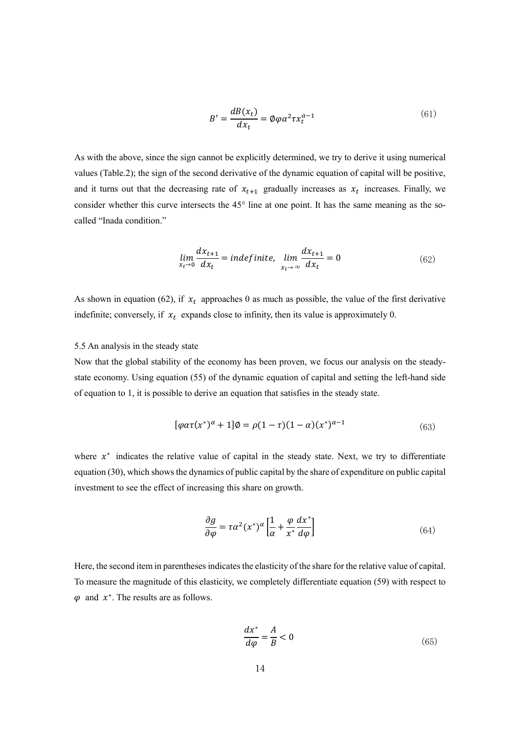$$B' = \frac{dB(x_t)}{dx_t} = \emptyset \varphi \alpha^2 \tau x_t^{\alpha-1} \tag{61}$$

As with the above, since the sign cannot be explicitly determined, we try to derive it using numerical values (Table.2); the sign of the second derivative of the dynamic equation of capital will be positive, and it turns out that the decreasing rate of $x_{t+1}$ gradually increases as $x_t$ increases. Finally, we consider whether this curve intersects the 45° line at one point. It has the same meaning as the so-called "Inada condition."

$$\lim_{x_t \to 0} \frac{dx_{t+1}}{dx_t} = indefinite, \quad \lim_{x_t \to \infty} \frac{dx_{t+1}}{dx_t} = 0 \tag{62}$$

As shown in equation (62), if $x_t$ approaches 0 as much as possible, the value of the first derivative indefinite; conversely, if $x_t$ expands close to infinity, then its value is approximately 0.

5.5 An analysis in the steady state

Now that the global stability of the economy has been proven, we focus our analysis on the steady-state economy. Using equation (55) of the dynamic equation of capital and setting the left-hand side of equation to 1, it is possible to derive an equation that satisfies in the steady state.

$$[\varphi \alpha \tau (x^*)^{\alpha} + 1]\emptyset = \rho(1-\tau)(1-\alpha)(x^*)^{\alpha-1} \tag{63}$$

where $x^*$ indicates the relative value of capital in the steady state. Next, we try to differentiate equation (30), which shows the dynamics of public capital by the share of expenditure on public capital investment to see the effect of increasing this share on growth.

$$\frac{\partial g}{\partial \varphi} = \tau \alpha^2 (x^*)^{\alpha} \left[\frac{1}{\alpha} + \frac{\varphi}{x^*}\frac{dx^*}{d\varphi}\right] \tag{64}$$

Here, the second item in parentheses indicates the elasticity of the share for the relative value of capital. To measure the magnitude of this elasticity, we completely differentiate equation (59) with respect to $\varphi$ and $x^*$. The results are as follows.

$$\frac{dx^*}{d\varphi} = \frac{A}{B} < 0 \tag{65}$$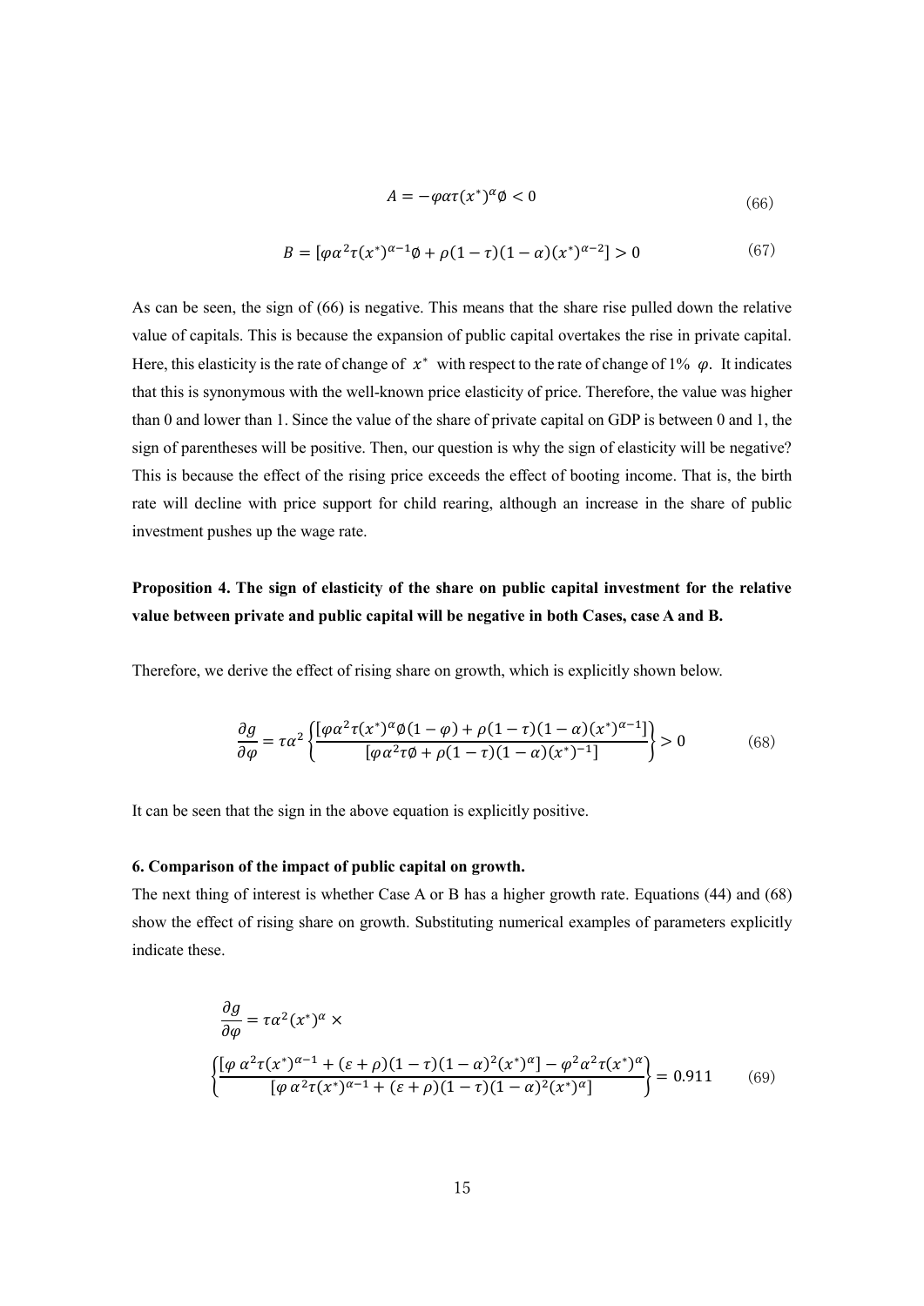$$A = -\varphi\alpha\tau(x^*)^{\alpha}\emptyset < 0 \tag{66}$$

$$B = [\varphi\alpha^2\tau(x^*)^{\alpha-1}\emptyset + \rho(1-\tau)(1-\alpha)(x^*)^{\alpha-2}] > 0 \tag{67}$$

As can be seen, the sign of (66) is negative. This means that the share rise pulled down the relative value of capitals. This is because the expansion of public capital overtakes the rise in private capital. Here, this elasticity is the rate of change of $x^*$ with respect to the rate of change of 1% $\varphi$. It indicates that this is synonymous with the well-known price elasticity of price. Therefore, the value was higher than 0 and lower than 1. Since the value of the share of private capital on GDP is between 0 and 1, the sign of parentheses will be positive. Then, our question is why the sign of elasticity will be negative? This is because the effect of the rising price exceeds the effect of booting income. That is, the birth rate will decline with price support for child rearing, although an increase in the share of public investment pushes up the wage rate.

**Proposition 4. The sign of elasticity of the share on public capital investment for the relative value between private and public capital will be negative in both Cases, case A and B.**

Therefore, we derive the effect of rising share on growth, which is explicitly shown below.

$$\frac{\partial g}{\partial \varphi} = \tau\alpha^2 \left\{ \frac{[\varphi\alpha^2\tau(x^*)^{\alpha}\emptyset(1-\varphi) + \rho(1-\tau)(1-\alpha)(x^*)^{\alpha-1}]}{[\varphi\alpha^2\tau\emptyset + \rho(1-\tau)(1-\alpha)(x^*)^{-1}]} \right\} > 0 \tag{68}$$

It can be seen that the sign in the above equation is explicitly positive.

#### 6. Comparison of the impact of public capital on growth.

The next thing of interest is whether Case A or B has a higher growth rate. Equations (44) and (68) show the effect of rising share on growth. Substituting numerical examples of parameters explicitly indicate these.

$$\frac{\partial g}{\partial \varphi} = \tau\alpha^2(x^*)^{\alpha} \times$$

$$\left\{ \frac{[\varphi\,\alpha^2\tau(x^*)^{\alpha-1} + (\varepsilon+\rho)(1-\tau)(1-\alpha)^2(x^*)^{\alpha}] - \varphi^2\alpha^2\tau(x^*)^{\alpha}}{[\varphi\,\alpha^2\tau(x^*)^{\alpha-1} + (\varepsilon+\rho)(1-\tau)(1-\alpha)^2(x^*)^{\alpha}]} \right\} = 0.911 \tag{69}$$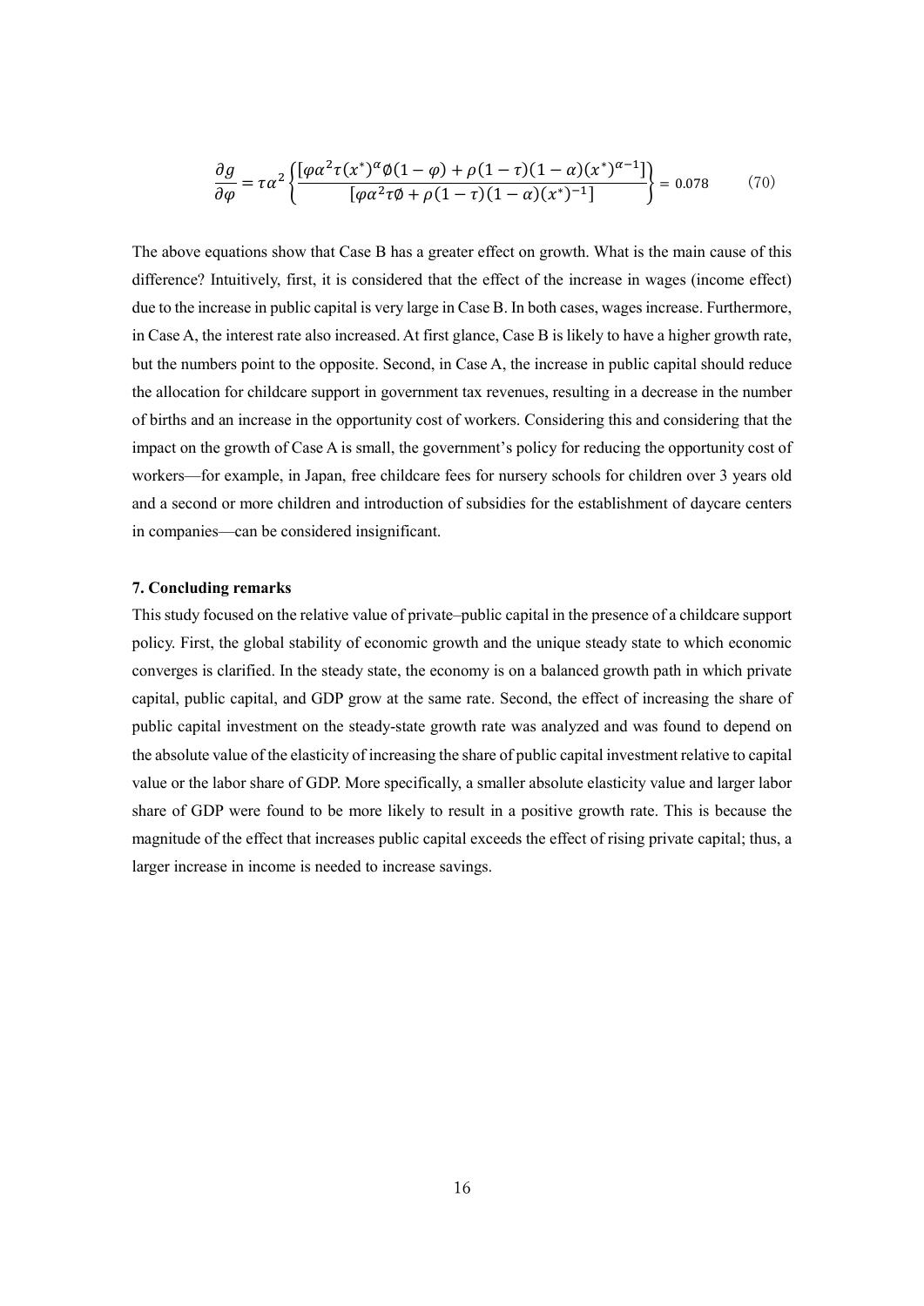$$\frac{\partial g}{\partial \varphi} = \tau\alpha^2 \left\{ \frac{[\varphi\alpha^2\tau(x^*)^\alpha \emptyset(1-\varphi) + \rho(1-\tau)(1-\alpha)(x^*)^{\alpha-1}]}{[\varphi\alpha^2\tau\emptyset + \rho(1-\tau)(1-\alpha)(x^*)^{-1}]} \right\} = 0.078 \qquad (70)$$

The above equations show that Case B has a greater effect on growth. What is the main cause of this difference? Intuitively, first, it is considered that the effect of the increase in wages (income effect) due to the increase in public capital is very large in Case B. In both cases, wages increase. Furthermore, in Case A, the interest rate also increased. At first glance, Case B is likely to have a higher growth rate, but the numbers point to the opposite. Second, in Case A, the increase in public capital should reduce the allocation for childcare support in government tax revenues, resulting in a decrease in the number of births and an increase in the opportunity cost of workers. Considering this and considering that the impact on the growth of Case A is small, the government's policy for reducing the opportunity cost of workers—for example, in Japan, free childcare fees for nursery schools for children over 3 years old and a second or more children and introduction of subsidies for the establishment of daycare centers in companies—can be considered insignificant.

### 7. Concluding remarks

This study focused on the relative value of private–public capital in the presence of a childcare support policy. First, the global stability of economic growth and the unique steady state to which economic converges is clarified. In the steady state, the economy is on a balanced growth path in which private capital, public capital, and GDP grow at the same rate. Second, the effect of increasing the share of public capital investment on the steady-state growth rate was analyzed and was found to depend on the absolute value of the elasticity of increasing the share of public capital investment relative to capital value or the labor share of GDP. More specifically, a smaller absolute elasticity value and larger labor share of GDP were found to be more likely to result in a positive growth rate. This is because the magnitude of the effect that increases public capital exceeds the effect of rising private capital; thus, a larger increase in income is needed to increase savings.